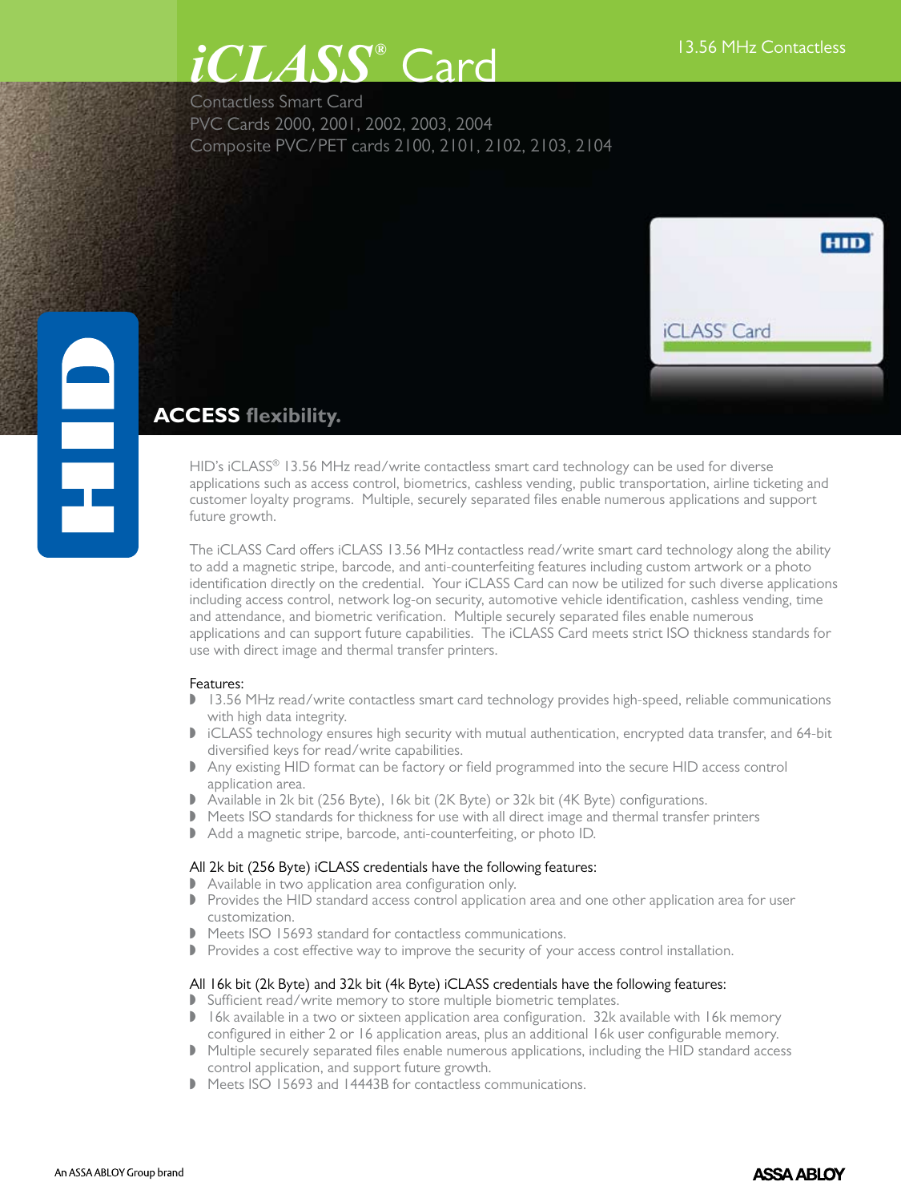# *iCLASS*® Card

13.56 MHz Contactless

Contactless Smart Card
PVC Cards 2000, 2001, 2002, 2003, 2004
Composite PVC/PET cards 2100, 2101, 2102, 2103, 2104

## ACCESS flexibility.

HID's iCLASS® 13.56 MHz read/write contactless smart card technology can be used for diverse applications such as access control, biometrics, cashless vending, public transportation, airline ticketing and customer loyalty programs. Multiple, securely separated files enable numerous applications and support future growth.

The iCLASS Card offers iCLASS 13.56 MHz contactless read/write smart card technology along the ability to add a magnetic stripe, barcode, and anti-counterfeiting features including custom artwork or a photo identification directly on the credential. Your iCLASS Card can now be utilized for such diverse applications including access control, network log-on security, automotive vehicle identification, cashless vending, time and attendance, and biometric verification. Multiple securely separated files enable numerous applications and can support future capabilities. The iCLASS Card meets strict ISO thickness standards for use with direct image and thermal transfer printers.

Features:

- 13.56 MHz read/write contactless smart card technology provides high-speed, reliable communications with high data integrity.
- iCLASS technology ensures high security with mutual authentication, encrypted data transfer, and 64-bit diversified keys for read/write capabilities.
- Any existing HID format can be factory or field programmed into the secure HID access control application area.
- Available in 2k bit (256 Byte), 16k bit (2K Byte) or 32k bit (4K Byte) configurations.
- Meets ISO standards for thickness for use with all direct image and thermal transfer printers
- Add a magnetic stripe, barcode, anti-counterfeiting, or photo ID.

All 2k bit (256 Byte) iCLASS credentials have the following features:

- Available in two application area configuration only.
- Provides the HID standard access control application area and one other application area for user customization.
- Meets ISO 15693 standard for contactless communications.
- Provides a cost effective way to improve the security of your access control installation.

All 16k bit (2k Byte) and 32k bit (4k Byte) iCLASS credentials have the following features:

- Sufficient read/write memory to store multiple biometric templates.
- 16k available in a two or sixteen application area configuration. 32k available with 16k memory configured in either 2 or 16 application areas, plus an additional 16k user configurable memory.
- Multiple securely separated files enable numerous applications, including the HID standard access control application, and support future growth.
- Meets ISO 15693 and 14443B for contactless communications.

An ASSA ABLOY Group brand

ASSA ABLOY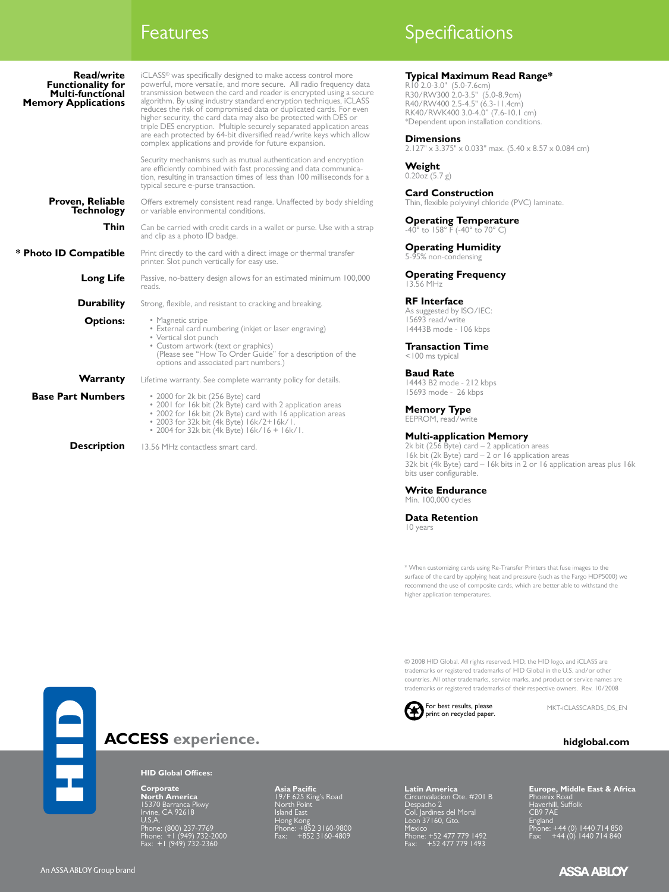## Features

**Read/write Functionality for Multi-functional Memory Applications**

iCLASS® was specifically designed to make access control more powerful, more versatile, and more secure. All radio frequency data transmission between the card and reader is encrypted using a secure algorithm. By using industry standard encryption techniques, iCLASS reduces the risk of compromised data or duplicated cards. For even higher security, the card data may also be protected with DES or triple DES encryption. Multiple securely separated application areas are each protected by 64-bit diversified read/write keys which allow complex applications and provide for future expansion.

Security mechanisms such as mutual authentication and encryption are efficiently combined with fast processing and data communication, resulting in transaction times of less than 100 milliseconds for a typical secure e-purse transaction.

**Proven, Reliable Technology**

Offers extremely consistent read range. Unaffected by body shielding or variable environmental conditions.

**Thin**

Can be carried with credit cards in a wallet or purse. Use with a strap and clip as a photo ID badge.

**\* Photo ID Compatible**

Print directly to the card with a direct image or thermal transfer printer. Slot punch vertically for easy use.

**Long Life**

Passive, no-battery design allows for an estimated minimum 100,000 reads.

**Durability**

Strong, flexible, and resistant to cracking and breaking.

**Options:**

- Magnetic stripe
- External card numbering (inkjet or laser engraving)
- Vertical slot punch
- Custom artwork (text or graphics) (Please see "How To Order Guide" for a description of the options and associated part numbers.)

**Warranty**

Lifetime warranty. See complete warranty policy for details.

**Base Part Numbers**

- 2000 for 2k bit (256 Byte) card
- 2001 for 16k bit (2k Byte) card with 2 application areas
- 2002 for 16k bit (2k Byte) card with 16 application areas
- 2003 for 32k bit (4k Byte) 16k/2+16k/1.
- 2004 for 32k bit (4k Byte) 16k/16 + 16k/1.

**Description**

13.56 MHz contactless smart card.

## Specifications

**Typical Maximum Read Range\***

R10 2.0-3.0" (5.0-7.6cm)
R30/RW300 2.0-3.5" (5.0-8.9cm)
R40/RW400 2.5-4.5" (6.3-11.4cm)
RK40/RWK400 3.0-4.0" (7.6-10.1 cm)
\*Dependent upon installation conditions.

**Dimensions**

2.127" x 3.375" x 0.033" max. (5.40 x 8.57 x 0.084 cm)

**Weight**

0.20oz (5.7 g)

**Card Construction**

Thin, flexible polyvinyl chloride (PVC) laminate.

**Operating Temperature**

-40° to 158° F (-40° to 70° C)

**Operating Humidity**

5-95% non-condensing

**Operating Frequency**

13.56 MHz

**RF Interface**

As suggested by ISO/IEC:
15693 read/write
14443B mode - 106 kbps

**Transaction Time**

<100 ms typical

**Baud Rate**

14443 B2 mode - 212 kbps
15693 mode - 26 kbps

**Memory Type**

EEPROM, read/write

**Multi-application Memory**

2k bit (256 Byte) card – 2 application areas
16k bit (2k Byte) card – 2 or 16 application areas
32k bit (4k Byte) card – 16k bits in 2 or 16 application areas plus 16k bits user configurable.

**Write Endurance**

Min. 100,000 cycles

**Data Retention**

10 years

\* When customizing cards using Re-Transfer Printers that fuse images to the surface of the card by applying heat and pressure (such as the Fargo HDP5000) we recommend the use of composite cards, which are better able to withstand the higher application temperatures.

© 2008 HID Global. All rights reserved. HID, the HID logo, and iCLASS are trademarks or registered trademarks of HID Global in the U.S. and/or other countries. All other trademarks, service marks, and product or service names are trademarks or registered trademarks of their respective owners. Rev. 10/2008

For best results, please print on recycled paper.

MKT-iCLASSCARDS_DS_EN

**ACCESS experience.**

**hidglobal.com**

**HID Global Offices:**

**Corporate**
**North America**
15370 Barranca Pkwy
Irvine, CA 92618
U.S.A.
Phone: (800) 237-7769
Phone: +1 (949) 732-2000
Fax: +1 (949) 732-2360

**Asia Pacific**
19/F 625 King's Road
North Point
Island East
Hong Kong
Phone: +852 3160-9800
Fax: +852 3160-4809

**Latin America**
Circunvalacion Ote. #201 B
Despacho 2
Col. Jardines del Moral
Leon 37160, Gto.
Mexico
Phone: +52 477 779 1492
Fax: +52 477 779 1493

**Europe, Middle East & Africa**
Phoenix Road
Haverhill, Suffolk
CB9 7AE
England
Phone: +44 (0) 1440 714 850
Fax: +44 (0) 1440 714 840

An ASSA ABLOY Group brand

ASSA ABLOY